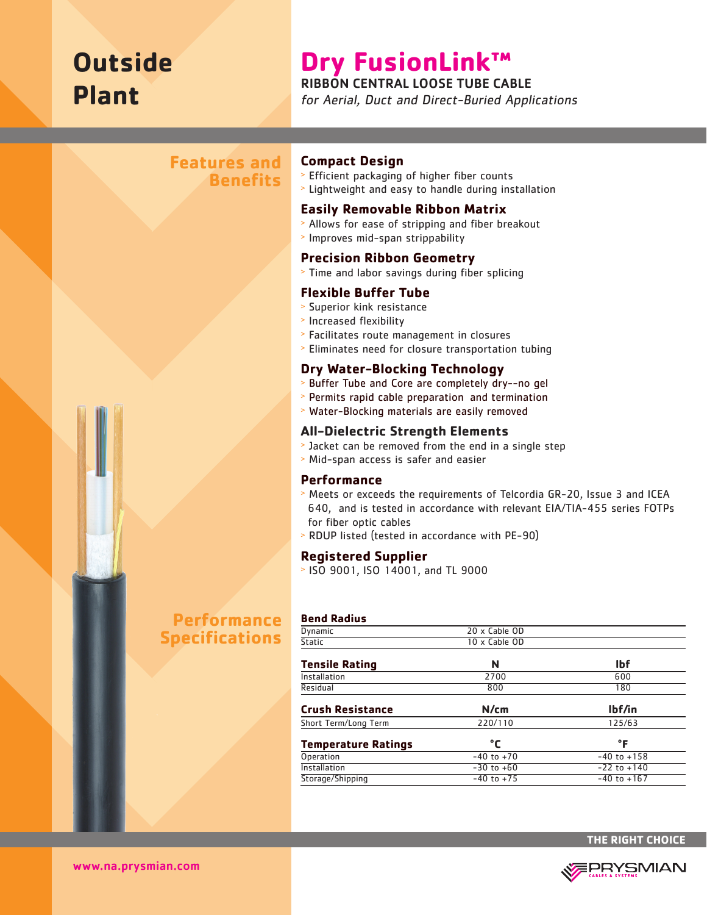# Outside Plant

# Dry FusionLink™

## RIBBON CENTRAL LOOSE TUBE CABLE

*for Aerial, Duct and Direct-Buried Applications*

## Features and Benefits

### Compact Design

- Efficient packaging of higher fiber counts
- Lightweight and easy to handle during installation

### Easily Removable Ribbon Matrix

- Allows for ease of stripping and fiber breakout
- Improves mid-span strippability

### Precision Ribbon Geometry

- Time and labor savings during fiber splicing

### Flexible Buffer Tube

- Superior kink resistance
- Increased flexibility
- Facilitates route management in closures
- Eliminates need for closure transportation tubing

### Dry Water-Blocking Technology

- Buffer Tube and Core are completely dry--no gel
- Permits rapid cable preparation and termination
- Water-Blocking materials are easily removed

### All-Dielectric Strength Elements

- Jacket can be removed from the end in a single step
- Mid-span access is safer and easier

### Performance

- Meets or exceeds the requirements of Telcordia GR-20, Issue 3 and ICEA 640, and is tested in accordance with relevant EIA/TIA-455 series FOTPs for fiber optic cables
- RDUP listed (tested in accordance with PE-90)

### Registered Supplier

- ISO 9001, ISO 14001, and TL 9000

## Performance Specifications

| Bend Radius | | |
|---|---|---|
| Dynamic | 20 x Cable OD | |
| Static | 10 x Cable OD | |

| Tensile Rating | N | lbf |
|---|---|---|
| Installation | 2700 | 600 |
| Residual | 800 | 180 |

| Crush Resistance | N/cm | lbf/in |
|---|---|---|
| Short Term/Long Term | 220/110 | 125/63 |

| Temperature Ratings | °C | °F |
|---|---|---|
| Operation | -40 to +70 | -40 to +158 |
| Installation | -30 to +60 | -22 to +140 |
| Storage/Shipping | -40 to +75 | -40 to +167 |

THE RIGHT CHOICE

www.na.prysmian.com

PRYSMIAN CABLES & SYSTEMS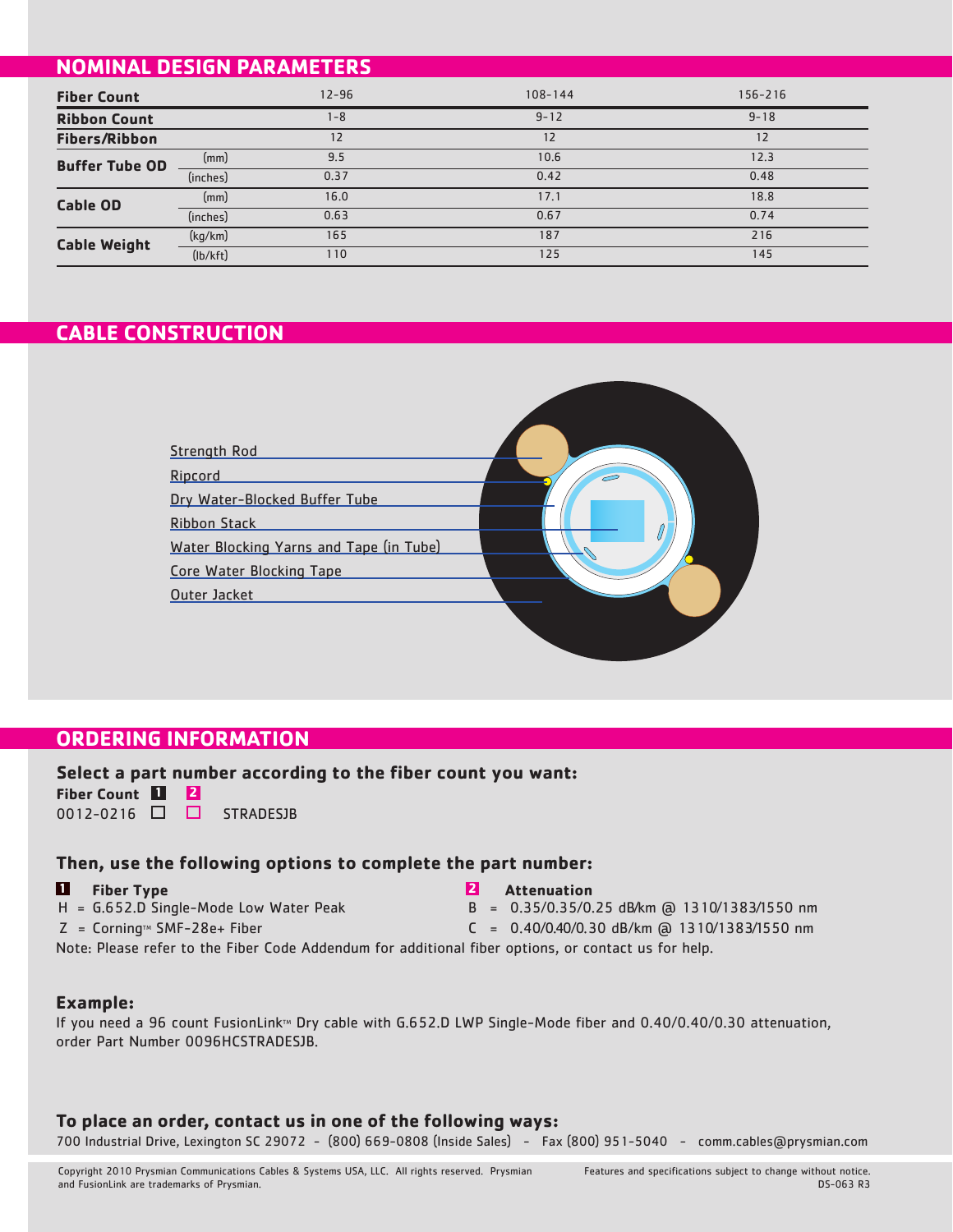## NOMINAL DESIGN PARAMETERS

| Fiber Count | | 12-96 | 108-144 | 156-216 |
|---|---|---|---|---|
| Ribbon Count | | 1-8 | 9-12 | 9-18 |
| Fibers/Ribbon | | 12 | 12 | 12 |
| Buffer Tube OD | (mm) | 9.5 | 10.6 | 12.3 |
| | (inches) | 0.37 | 0.42 | 0.48 |
| Cable OD | (mm) | 16.0 | 17.1 | 18.8 |
| | (inches) | 0.63 | 0.67 | 0.74 |
| Cable Weight | (kg/km) | 165 | 187 | 216 |
| | (lb/kft) | 110 | 125 | 145 |

## CABLE CONSTRUCTION

Strength Rod
Ripcord
Dry Water-Blocked Buffer Tube
Ribbon Stack
Water Blocking Yarns and Tape (in Tube)
Core Water Blocking Tape
Outer Jacket

## ORDERING INFORMATION

**Select a part number according to the fiber count you want:**

**Fiber Count** **1** **2**

0012-0216 ☐ ☐ STRADESJB

**Then, use the following options to complete the part number:**

**1 Fiber Type**

H = G.652.D Single-Mode Low Water Peak

Z = Corning™ SMF-28e+ Fiber

**2 Attenuation**

B = 0.35/0.35/0.25 dB/km @ 1310/1383/1550 nm

C = 0.40/0.40/0.30 dB/km @ 1310/1383/1550 nm

Note: Please refer to the Fiber Code Addendum for additional fiber options, or contact us for help.

**Example:**

If you need a 96 count FusionLink™ Dry cable with G.652.D LWP Single-Mode fiber and 0.40/0.40/0.30 attenuation, order Part Number 0096HCSTRADESJB.

**To place an order, contact us in one of the following ways:**

700 Industrial Drive, Lexington SC 29072 - (800) 669-0808 (Inside Sales) - Fax (800) 951-5040 - comm.cables@prysmian.com

Copyright 2010 Prysmian Communications Cables & Systems USA, LLC. All rights reserved. Prysmian and FusionLink are trademarks of Prysmian.

Features and specifications subject to change without notice.
DS-063 R3